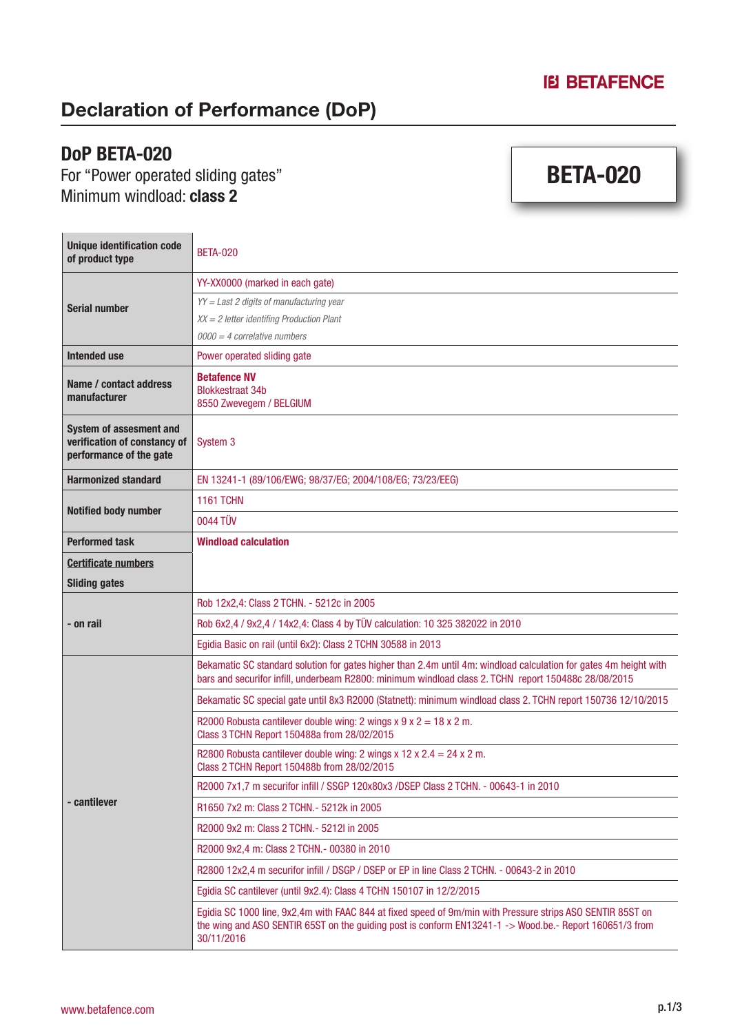BETAFENCE

# Declaration of Performance (DoP)

## DoP BETA-020

For "Power operated sliding gates"
Minimum windload: **class 2**

**BETA-020**

| | |
|---|---|
| **Unique identification code of product type** | BETA-020 |
| **Serial number** | YY-XX0000 (marked in each gate) |
| | *YY = Last 2 digits of manufacturing year* |
| | *XX = 2 letter identifing Production Plant* |
| | *0000 = 4 correlative numbers* |
| **Intended use** | Power operated sliding gate |
| **Name / contact address manufacturer** | **Betafence NV**<br>Blokkestraat 34b<br>8550 Zwevegem / BELGIUM |
| **System of assesment and verification of constancy of performance of the gate** | System 3 |
| **Harmonized standard** | EN 13241-1 (89/106/EWG; 98/37/EG; 2004/108/EG; 73/23/EEG) |
| **Notified body number** | 1161 TCHN |
| | 0044 TÜV |
| **Performed task** | **Windload calculation** |
| **Certificate numbers** | |
| **Sliding gates** | |
| **- on rail** | Rob 12x2,4: Class 2 TCHN. - 5212c in 2005 |
| | Rob 6x2,4 / 9x2,4 / 14x2,4: Class 4 by TÜV calculation: 10 325 382022 in 2010 |
| | Egidia Basic on rail (until 6x2): Class 2 TCHN 30588 in 2013 |
| **- cantilever** | Bekamatic SC standard solution for gates higher than 2.4m until 4m: windload calculation for gates 4m height with bars and securifor infill, underbeam R2800: minimum windload class 2. TCHN report 150488c 28/08/2015 |
| | Bekamatic SC special gate until 8x3 R2000 (Statnett): minimum windload class 2. TCHN report 150736 12/10/2015 |
| | R2000 Robusta cantilever double wing: 2 wings x 9 x 2 = 18 x 2 m.<br>Class 3 TCHN Report 150488a from 28/02/2015 |
| | R2800 Robusta cantilever double wing: 2 wings x 12 x 2.4 = 24 x 2 m.<br>Class 2 TCHN Report 150488b from 28/02/2015 |
| | R2000 7x1,7 m securifor infill / SSGP 120x80x3 /DSEP Class 2 TCHN. - 00643-1 in 2010 |
| | R1650 7x2 m: Class 2 TCHN.- 5212k in 2005 |
| | R2000 9x2 m: Class 2 TCHN.- 5212l in 2005 |
| | R2000 9x2,4 m: Class 2 TCHN.- 00380 in 2010 |
| | R2800 12x2,4 m securifor infill / DSGP / DSEP or EP in line Class 2 TCHN. - 00643-2 in 2010 |
| | Egidia SC cantilever (until 9x2.4): Class 4 TCHN 150107 in 12/2/2015 |
| | Egidia SC 1000 line, 9x2,4m with FAAC 844 at fixed speed of 9m/min with Pressure strips ASO SENTIR 85ST on the wing and ASO SENTIR 65ST on the guiding post is conform EN13241-1 -> Wood.be.- Report 160651/3 from 30/11/2016 |

www.betafence.com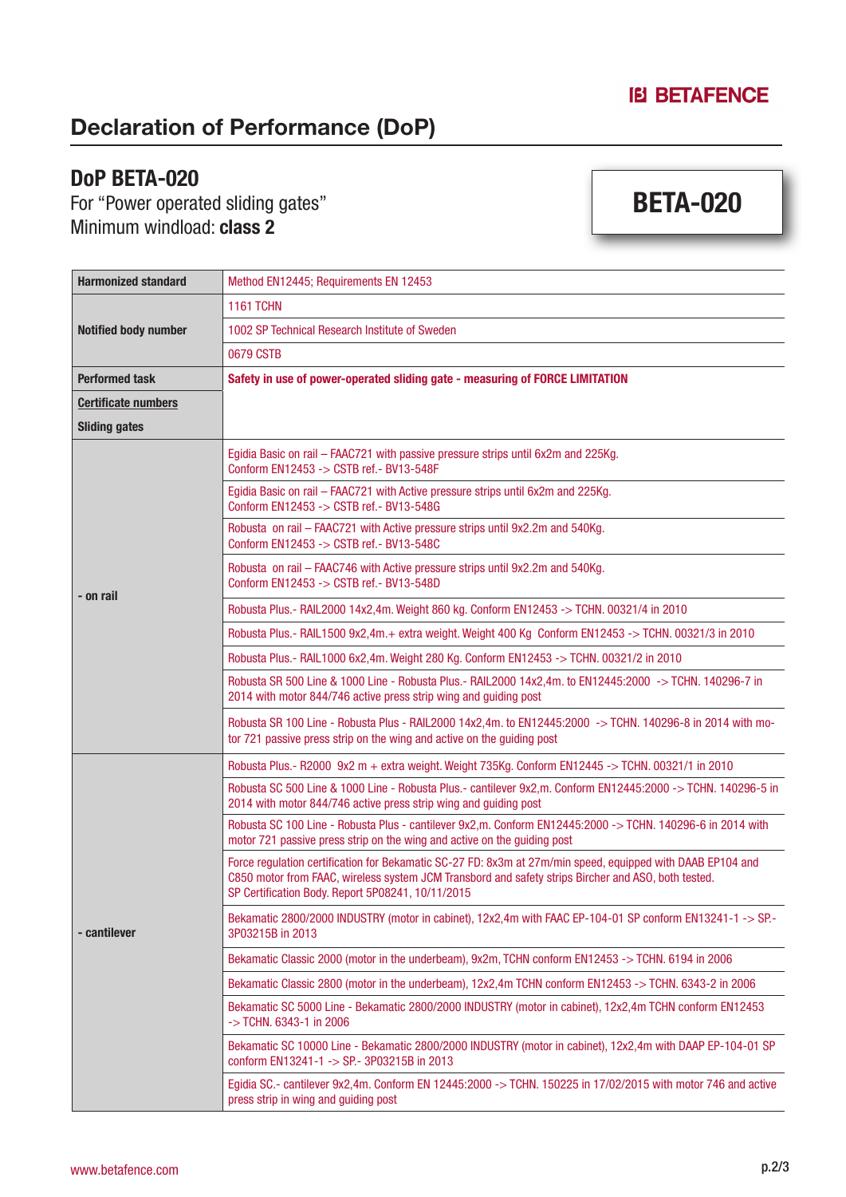BETAFENCE

# Declaration of Performance (DoP)

## DoP BETA-020

For “Power operated sliding gates”
Minimum windload: **class 2**

**BETA-020**

| | |
|---|---|
| **Harmonized standard** | Method EN12445; Requirements EN 12453 |
| **Notified body number** | 1161 TCHN |
| | 1002 SP Technical Research Institute of Sweden |
| | 0679 CSTB |
| **Performed task** | **Safety in use of power-operated sliding gate - measuring of FORCE LIMITATION** |
| **Certificate numbers** | |
| **Sliding gates** | |
| **- on rail** | Egidia Basic on rail – FAAC721 with passive pressure strips until 6x2m and 225Kg. Conform EN12453 -> CSTB ref.- BV13-548F |
| | Egidia Basic on rail – FAAC721 with Active pressure strips until 6x2m and 225Kg. Conform EN12453 -> CSTB ref.- BV13-548G |
| | Robusta on rail – FAAC721 with Active pressure strips until 9x2.2m and 540Kg. Conform EN12453 -> CSTB ref.- BV13-548C |
| | Robusta on rail – FAAC746 with Active pressure strips until 9x2.2m and 540Kg. Conform EN12453 -> CSTB ref.- BV13-548D |
| | Robusta Plus.- RAIL2000 14x2,4m. Weight 860 kg. Conform EN12453 -> TCHN. 00321/4 in 2010 |
| | Robusta Plus.- RAIL1500 9x2,4m.+ extra weight. Weight 400 Kg Conform EN12453 -> TCHN. 00321/3 in 2010 |
| | Robusta Plus.- RAIL1000 6x2,4m. Weight 280 Kg. Conform EN12453 -> TCHN. 00321/2 in 2010 |
| | Robusta SR 500 Line & 1000 Line - Robusta Plus.- RAIL2000 14x2,4m. to EN12445:2000 -> TCHN. 140296-7 in 2014 with motor 844/746 active press strip wing and guiding post |
| | Robusta SR 100 Line - Robusta Plus - RAIL2000 14x2,4m. to EN12445:2000 -> TCHN. 140296-8 in 2014 with motor 721 passive press strip on the wing and active on the guiding post |
| **- cantilever** | Robusta Plus.- R2000 9x2 m + extra weight. Weight 735Kg. Conform EN12445 -> TCHN. 00321/1 in 2010 |
| | Robusta SC 500 Line & 1000 Line - Robusta Plus.- cantilever 9x2,m. Conform EN12445:2000 -> TCHN. 140296-5 in 2014 with motor 844/746 active press strip wing and guiding post |
| | Robusta SC 100 Line - Robusta Plus - cantilever 9x2,m. Conform EN12445:2000 -> TCHN. 140296-6 in 2014 with motor 721 passive press strip on the wing and active on the guiding post |
| | Force regulation certification for Bekamatic SC-27 FD: 8x3m at 27m/min speed, equipped with DAAB EP104 and C850 motor from FAAC, wireless system JCM Transbord and safety strips Bircher and ASO, both tested. SP Certification Body. Report 5P08241, 10/11/2015 |
| | Bekamatic 2800/2000 INDUSTRY (motor in cabinet), 12x2,4m with FAAC EP-104-01 SP conform EN13241-1 -> SP.- 3P03215B in 2013 |
| | Bekamatic Classic 2000 (motor in the underbeam), 9x2m, TCHN conform EN12453 -> TCHN. 6194 in 2006 |
| | Bekamatic Classic 2800 (motor in the underbeam), 12x2,4m TCHN conform EN12453 -> TCHN. 6343-2 in 2006 |
| | Bekamatic SC 5000 Line - Bekamatic 2800/2000 INDUSTRY (motor in cabinet), 12x2,4m TCHN conform EN12453 -> TCHN. 6343-1 in 2006 |
| | Bekamatic SC 10000 Line - Bekamatic 2800/2000 INDUSTRY (motor in cabinet), 12x2,4m with DAAP EP-104-01 SP conform EN13241-1 -> SP.- 3P03215B in 2013 |
| | Egidia SC.- cantilever 9x2,4m. Conform EN 12445:2000 -> TCHN. 150225 in 17/02/2015 with motor 746 and active press strip in wing and guiding post |

www.betafence.com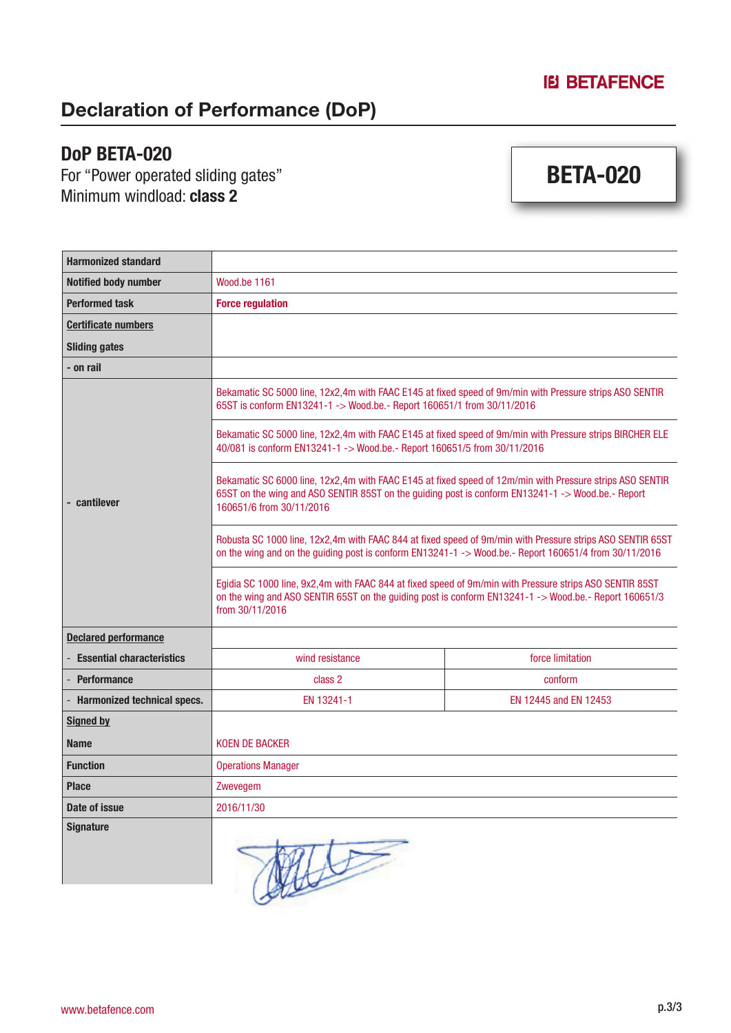BETAFENCE

# Declaration of Performance (DoP)

## DoP BETA-020

For “Power operated sliding gates”
Minimum windload: **class 2**

**BETA-020**

| | | |
|---|---|---|
| **Harmonized standard** | | |
| **Notified body number** | Wood.be 1161 | |
| **Performed task** | **Force regulation** | |
| **Certificate numbers** | | |
| **Sliding gates** | | |
| **- on rail** | | |
| **- cantilever** | Bekamatic SC 5000 line, 12x2,4m with FAAC E145 at fixed speed of 9m/min with Pressure strips ASO SENTIR 65ST is conform EN13241-1 -> Wood.be.- Report 160651/1 from 30/11/2016 | |
| | Bekamatic SC 5000 line, 12x2,4m with FAAC E145 at fixed speed of 9m/min with Pressure strips BIRCHER ELE 40/081 is conform EN13241-1 -> Wood.be.- Report 160651/5 from 30/11/2016 | |
| | Bekamatic SC 6000 line, 12x2,4m with FAAC E145 at fixed speed of 12m/min with Pressure strips ASO SENTIR 65ST on the wing and ASO SENTIR 85ST on the guiding post is conform EN13241-1 -> Wood.be.- Report 160651/6 from 30/11/2016 | |
| | Robusta SC 1000 line, 12x2,4m with FAAC 844 at fixed speed of 9m/min with Pressure strips ASO SENTIR 65ST on the wing and on the guiding post is conform EN13241-1 -> Wood.be.- Report 160651/4 from 30/11/2016 | |
| | Egidia SC 1000 line, 9x2,4m with FAAC 844 at fixed speed of 9m/min with Pressure strips ASO SENTIR 85ST on the wing and ASO SENTIR 65ST on the guiding post is conform EN13241-1 -> Wood.be.- Report 160651/3 from 30/11/2016 | |
| **Declared performance** | | |
| **- Essential characteristics** | wind resistance | force limitation |
| **- Performance** | class 2 | conform |
| **- Harmonized technical specs.** | EN 13241-1 | EN 12445 and EN 12453 |
| **Signed by** | | |
| **Name** | KOEN DE BACKER | |
| **Function** | Operations Manager | |
| **Place** | Zwevegem | |
| **Date of issue** | 2016/11/30 | |
| **Signature** | | |

www.betafence.com